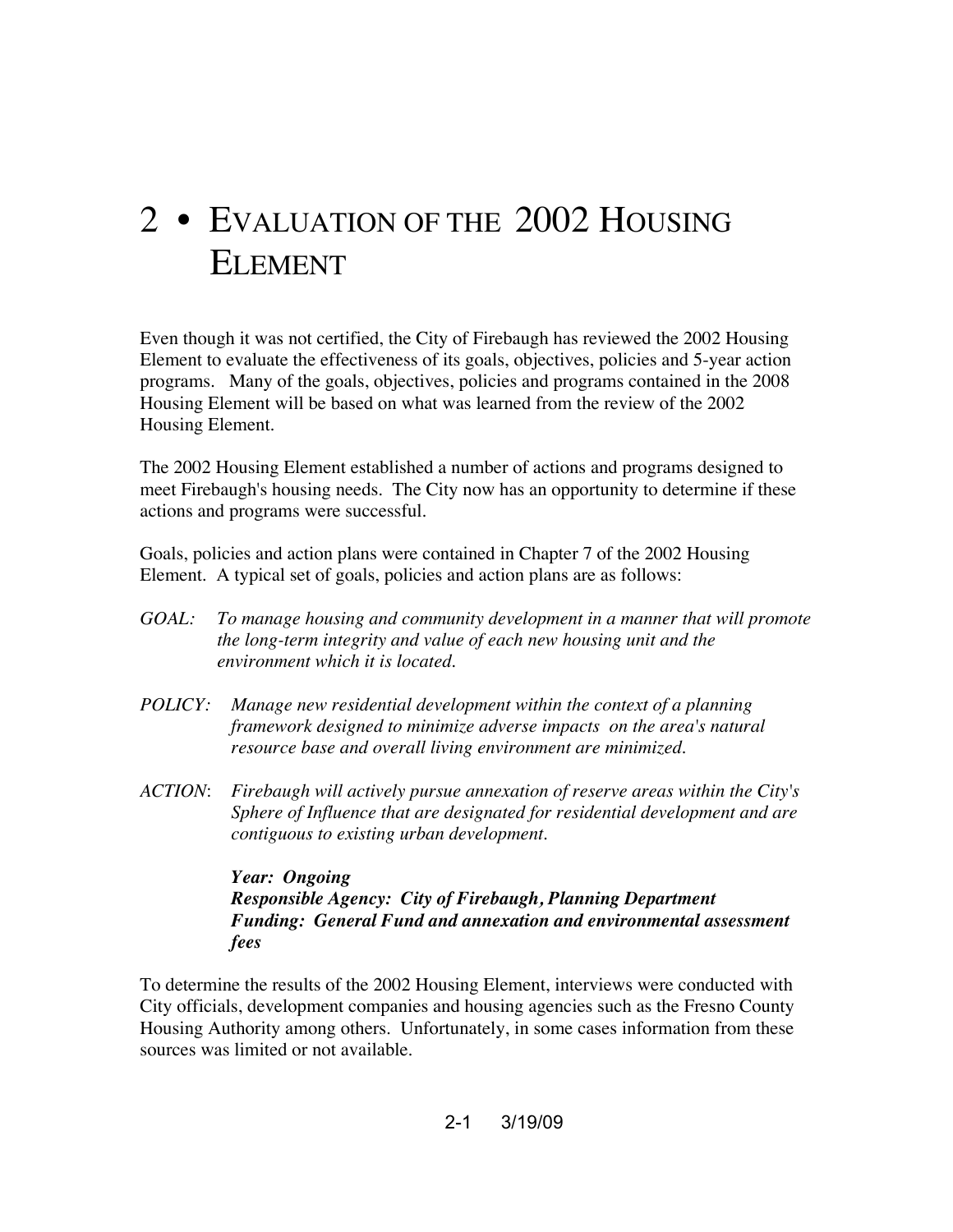# 2 • Evaluation of the 2002 Housing Element

Even though it was not certified, the City of Firebaugh has reviewed the 2002 Housing Element to evaluate the effectiveness of its goals, objectives, policies and 5-year action programs. Many of the goals, objectives, policies and programs contained in the 2008 Housing Element will be based on what was learned from the review of the 2002 Housing Element.

The 2002 Housing Element established a number of actions and programs designed to meet Firebaugh's housing needs. The City now has an opportunity to determine if these actions and programs were successful.

Goals, policies and action plans were contained in Chapter 7 of the 2002 Housing Element. A typical set of goals, policies and action plans are as follows:

*GOAL: To manage housing and community development in a manner that will promote the long-term integrity and value of each new housing unit and the environment which it is located.*

*POLICY: Manage new residential development within the context of a planning framework designed to minimize adverse impacts on the area's natural resource base and overall living environment are minimized.*

*ACTION: Firebaugh will actively pursue annexation of reserve areas within the City's Sphere of Influence that are designated for residential development and are contiguous to existing urban development.*

***Year: Ongoing***
***Responsible Agency: City of Firebaugh, Planning Department***
***Funding: General Fund and annexation and environmental assessment fees***

To determine the results of the 2002 Housing Element, interviews were conducted with City officials, development companies and housing agencies such as the Fresno County Housing Authority among others. Unfortunately, in some cases information from these sources was limited or not available.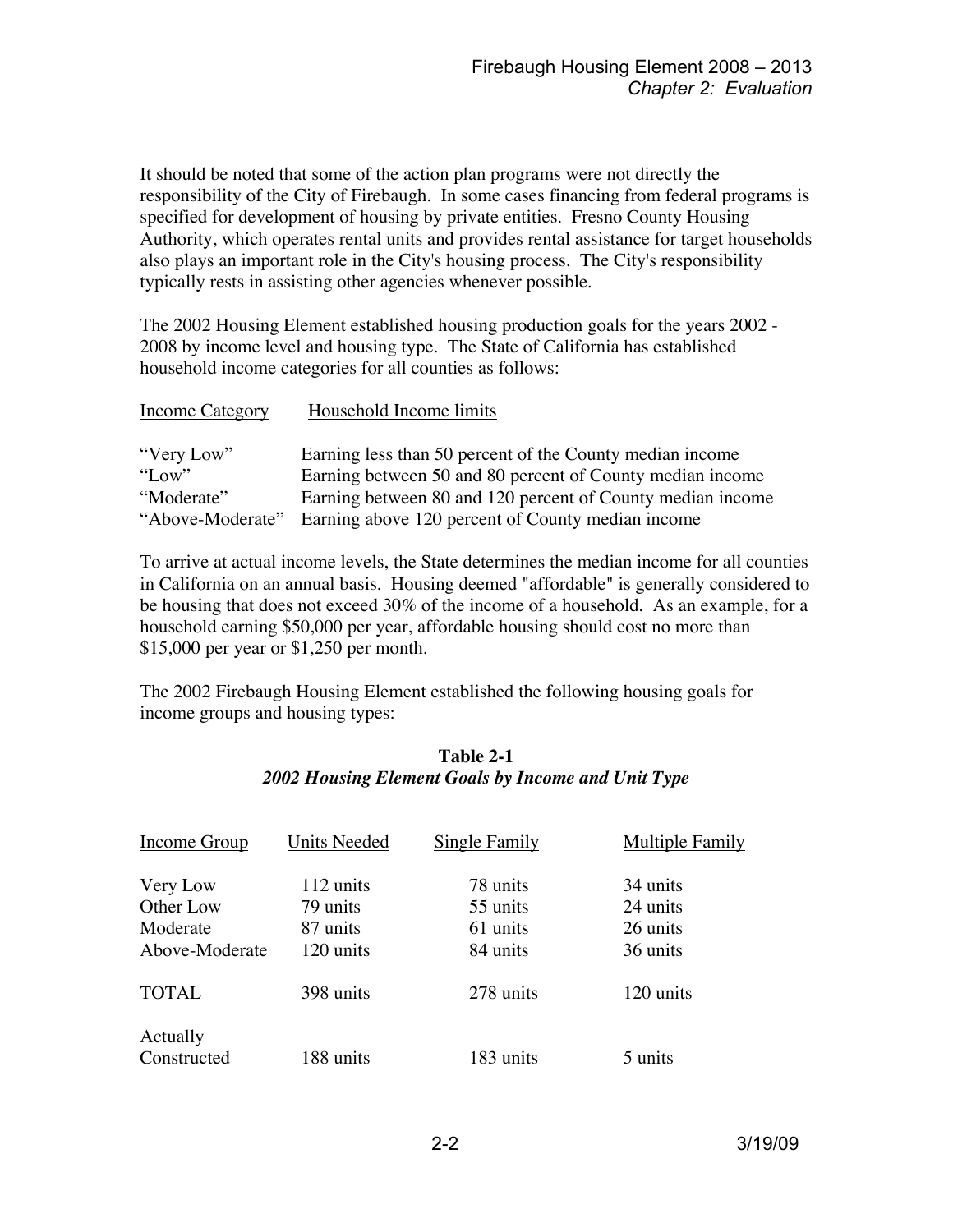It should be noted that some of the action plan programs were not directly the responsibility of the City of Firebaugh. In some cases financing from federal programs is specified for development of housing by private entities. Fresno County Housing Authority, which operates rental units and provides rental assistance for target households also plays an important role in the City's housing process. The City's responsibility typically rests in assisting other agencies whenever possible.

The 2002 Housing Element established housing production goals for the years 2002 - 2008 by income level and housing type. The State of California has established household income categories for all counties as follows:

| Income Category | Household Income limits |
|---|---|
| "Very Low" | Earning less than 50 percent of the County median income |
| "Low" | Earning between 50 and 80 percent of County median income |
| "Moderate" | Earning between 80 and 120 percent of County median income |
| "Above-Moderate" | Earning above 120 percent of County median income |

To arrive at actual income levels, the State determines the median income for all counties in California on an annual basis. Housing deemed "affordable" is generally considered to be housing that does not exceed 30% of the income of a household. As an example, for a household earning $50,000 per year, affordable housing should cost no more than $15,000 per year or $1,250 per month.

The 2002 Firebaugh Housing Element established the following housing goals for income groups and housing types:

**Table 2-1**
***2002 Housing Element Goals by Income and Unit Type***

| Income Group | Units Needed | Single Family | Multiple Family |
|---|---|---|---|
| Very Low | 112 units | 78 units | 34 units |
| Other Low | 79 units | 55 units | 24 units |
| Moderate | 87 units | 61 units | 26 units |
| Above-Moderate | 120 units | 84 units | 36 units |
| TOTAL | 398 units | 278 units | 120 units |
| Actually Constructed | 188 units | 183 units | 5 units |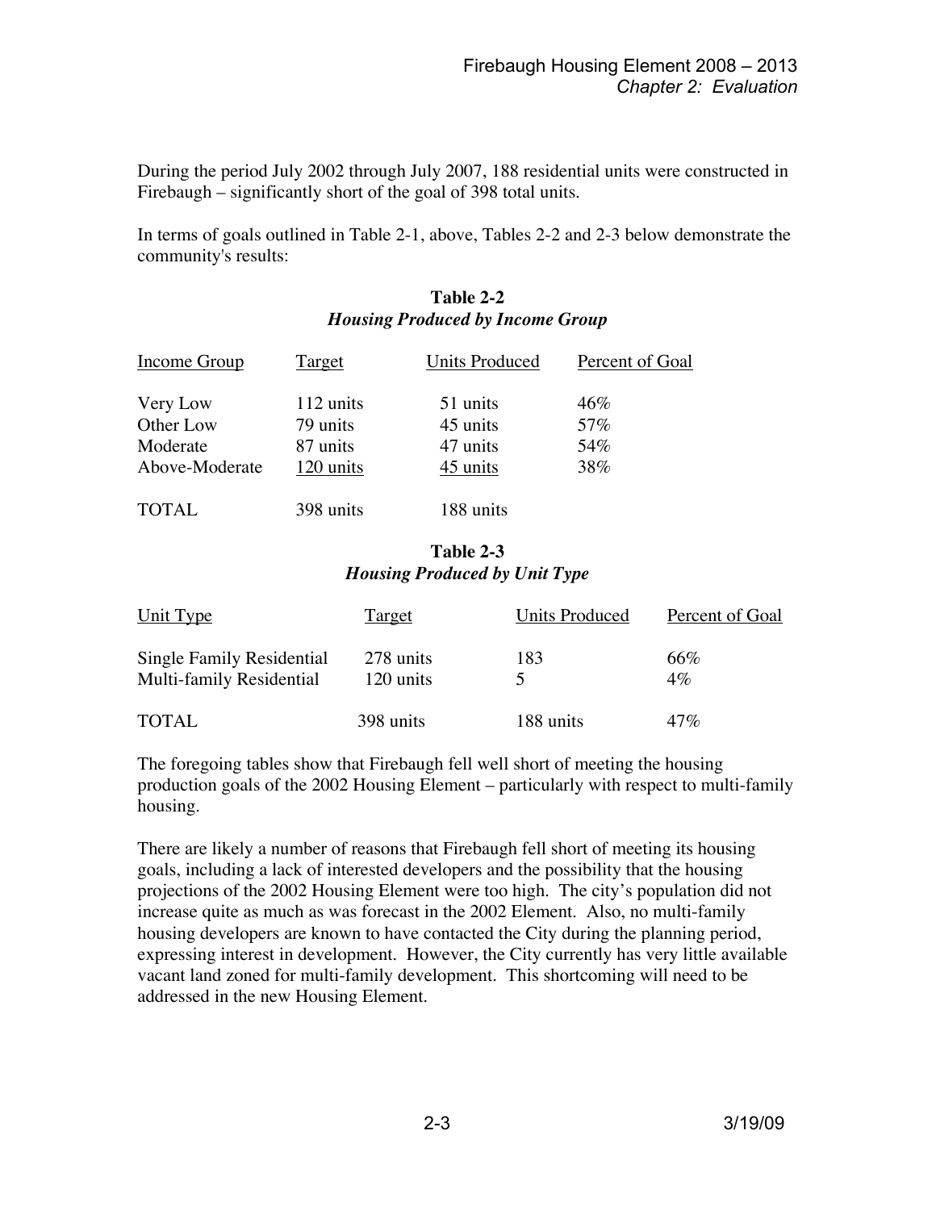During the period July 2002 through July 2007, 188 residential units were constructed in Firebaugh – significantly short of the goal of 398 total units.

In terms of goals outlined in Table 2-1, above, Tables 2-2 and 2-3 below demonstrate the community's results:

**Table 2-2**
***Housing Produced by Income Group***

| Income Group | Target | Units Produced | Percent of Goal |
|---|---|---|---|
| Very Low | 112 units | 51 units | 46% |
| Other Low | 79 units | 45 units | 57% |
| Moderate | 87 units | 47 units | 54% |
| Above-Moderate | 120 units | 45 units | 38% |
| TOTAL | 398 units | 188 units | |

**Table 2-3**
***Housing Produced by Unit Type***

| Unit Type | Target | Units Produced | Percent of Goal |
|---|---|---|---|
| Single Family Residential | 278 units | 183 | 66% |
| Multi-family Residential | 120 units | 5 | 4% |
| TOTAL | 398 units | 188 units | 47% |

The foregoing tables show that Firebaugh fell well short of meeting the housing production goals of the 2002 Housing Element – particularly with respect to multi-family housing.

There are likely a number of reasons that Firebaugh fell short of meeting its housing goals, including a lack of interested developers and the possibility that the housing projections of the 2002 Housing Element were too high. The city's population did not increase quite as much as was forecast in the 2002 Element. Also, no multi-family housing developers are known to have contacted the City during the planning period, expressing interest in development. However, the City currently has very little available vacant land zoned for multi-family development. This shortcoming will need to be addressed in the new Housing Element.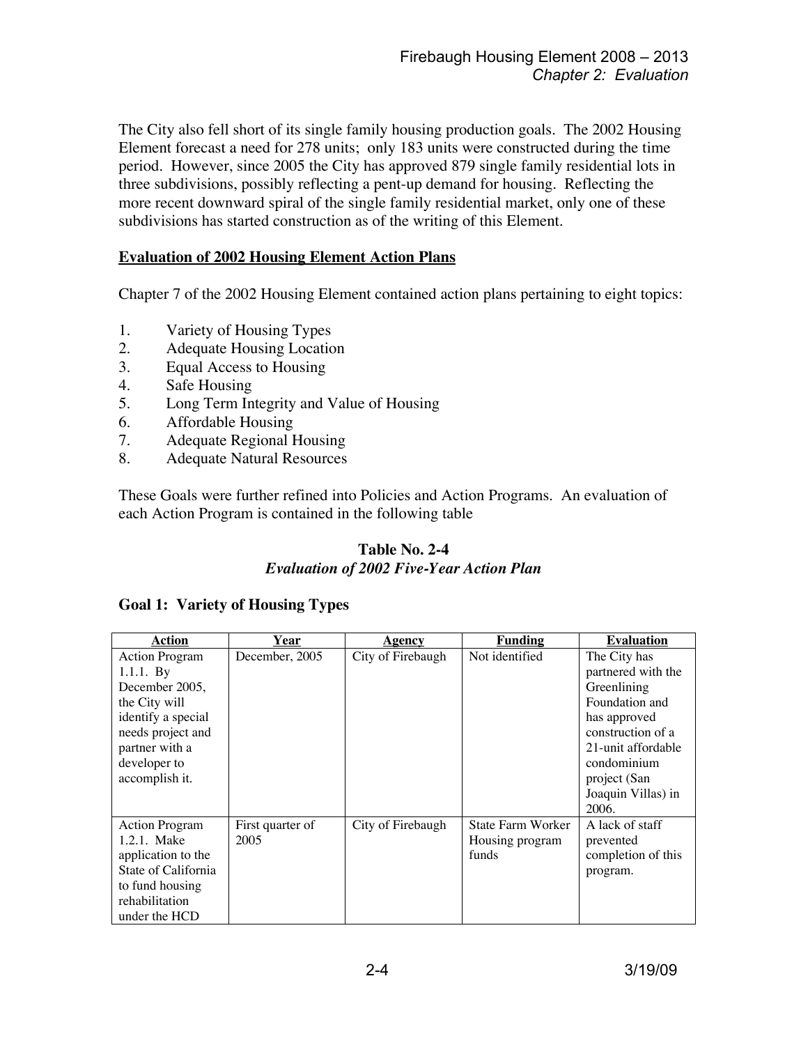The City also fell short of its single family housing production goals. The 2002 Housing Element forecast a need for 278 units; only 183 units were constructed during the time period. However, since 2005 the City has approved 879 single family residential lots in three subdivisions, possibly reflecting a pent-up demand for housing. Reflecting the more recent downward spiral of the single family residential market, only one of these subdivisions has started construction as of the writing of this Element.

**Evaluation of 2002 Housing Element Action Plans**

Chapter 7 of the 2002 Housing Element contained action plans pertaining to eight topics:

1. Variety of Housing Types
2. Adequate Housing Location
3. Equal Access to Housing
4. Safe Housing
5. Long Term Integrity and Value of Housing
6. Affordable Housing
7. Adequate Regional Housing
8. Adequate Natural Resources

These Goals were further refined into Policies and Action Programs. An evaluation of each Action Program is contained in the following table

**Table No. 2-4**
***Evaluation of 2002 Five-Year Action Plan***

### Goal 1: Variety of Housing Types

| Action | Year | Agency | Funding | Evaluation |
|---|---|---|---|---|
| Action Program 1.1.1. By December 2005, the City will identify a special needs project and partner with a developer to accomplish it. | December, 2005 | City of Firebaugh | Not identified | The City has partnered with the Greenlining Foundation and has approved construction of a 21-unit affordable condominium project (San Joaquin Villas) in 2006. |
| Action Program 1.2.1. Make application to the State of California to fund housing rehabilitation under the HCD | First quarter of 2005 | City of Firebaugh | State Farm Worker Housing program funds | A lack of staff prevented completion of this program. |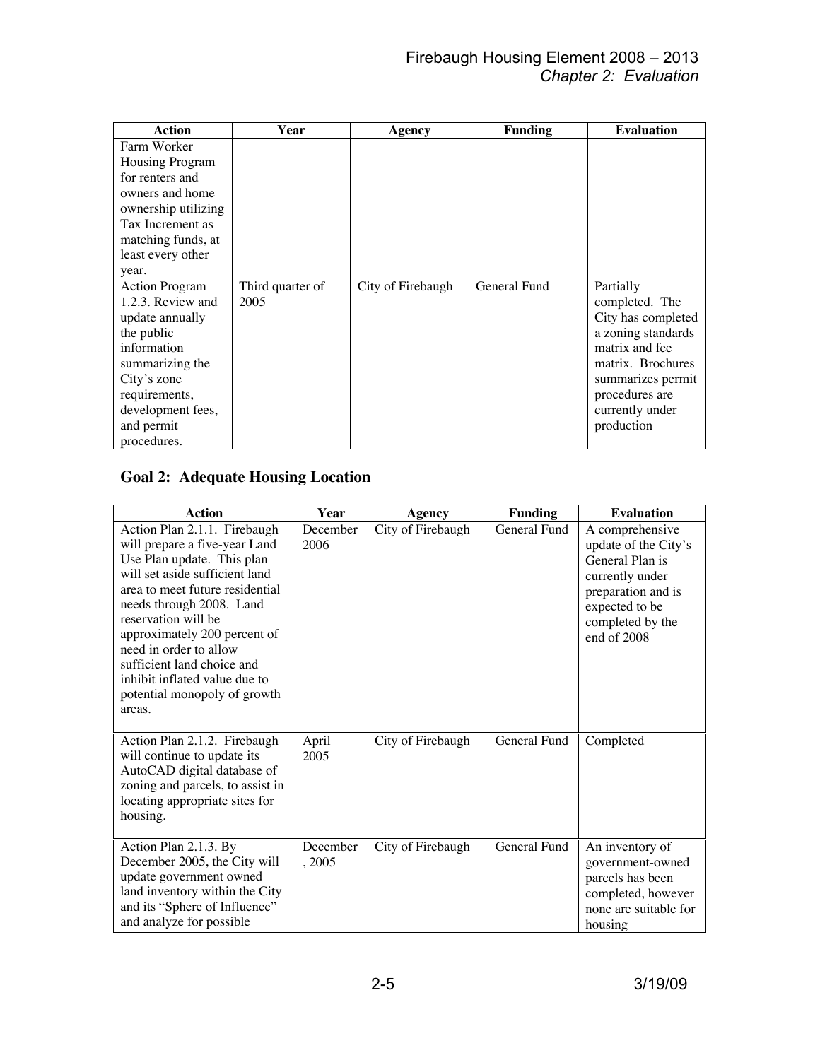| Action | Year | Agency | Funding | Evaluation |
| --- | --- | --- | --- | --- |
| Farm Worker Housing Program for renters and owners and home ownership utilizing Tax Increment as matching funds, at least every other year. | | | | |
| Action Program 1.2.3. Review and update annually the public information summarizing the City's zone requirements, development fees, and permit procedures. | Third quarter of 2005 | City of Firebaugh | General Fund | Partially completed. The City has completed a zoning standards matrix and fee matrix. Brochures summarizes permit procedures are currently under production |

## Goal 2: Adequate Housing Location

| Action | Year | Agency | Funding | Evaluation |
| --- | --- | --- | --- | --- |
| Action Plan 2.1.1. Firebaugh will prepare a five-year Land Use Plan update. This plan will set aside sufficient land area to meet future residential needs through 2008. Land reservation will be approximately 200 percent of need in order to allow sufficient land choice and inhibit inflated value due to potential monopoly of growth areas. | December 2006 | City of Firebaugh | General Fund | A comprehensive update of the City's General Plan is currently under preparation and is expected to be completed by the end of 2008 |
| Action Plan 2.1.2. Firebaugh will continue to update its AutoCAD digital database of zoning and parcels, to assist in locating appropriate sites for housing. | April 2005 | City of Firebaugh | General Fund | Completed |
| Action Plan 2.1.3. By December 2005, the City will update government owned land inventory within the City and its "Sphere of Influence" and analyze for possible | December , 2005 | City of Firebaugh | General Fund | An inventory of government-owned parcels has been completed, however none are suitable for housing |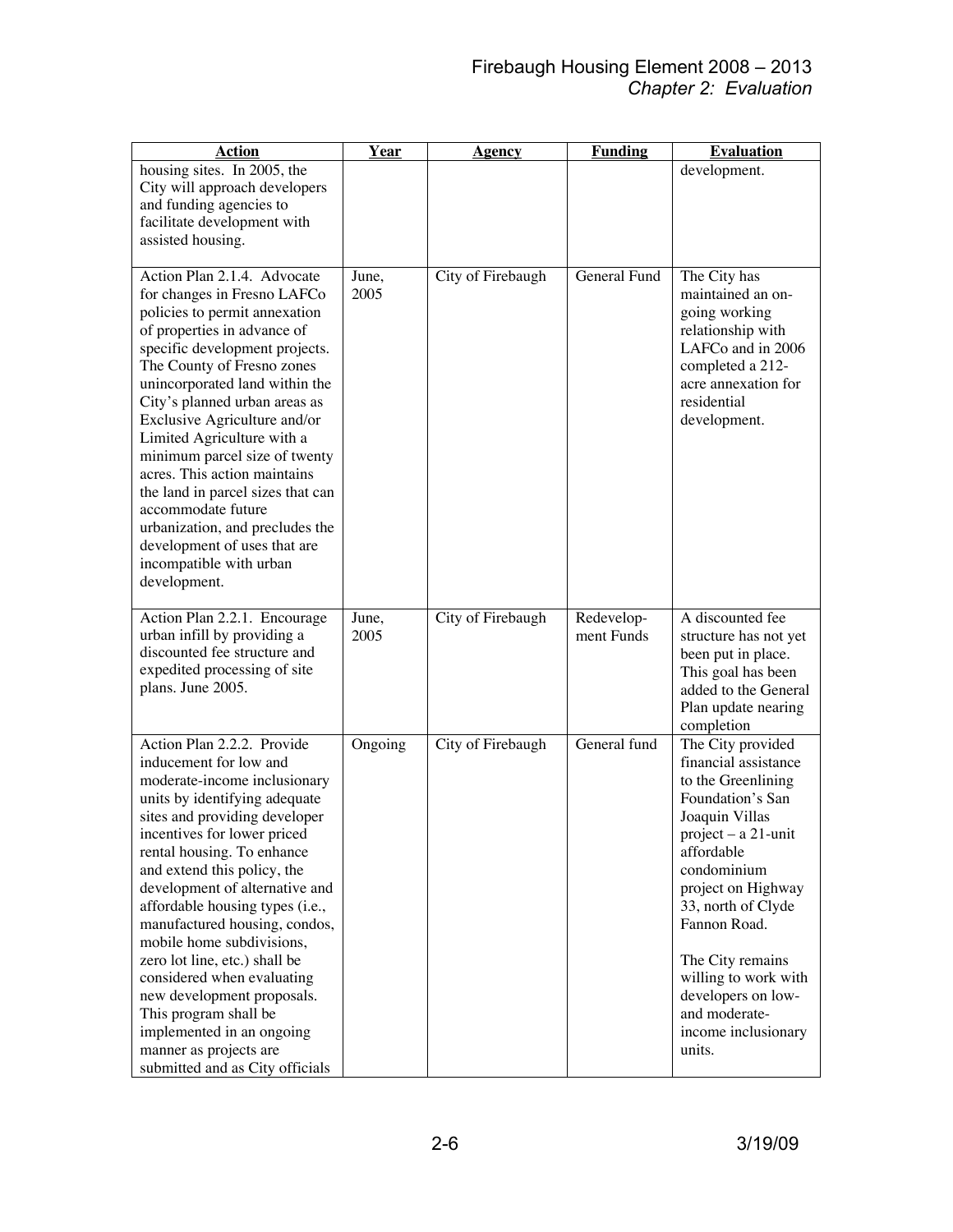| Action | Year | Agency | Funding | Evaluation |
|---|---|---|---|---|
| housing sites. In 2005, the City will approach developers and funding agencies to facilitate development with assisted housing. | | | | development. |
| Action Plan 2.1.4. Advocate for changes in Fresno LAFCo policies to permit annexation of properties in advance of specific development projects. The County of Fresno zones unincorporated land within the City's planned urban areas as Exclusive Agriculture and/or Limited Agriculture with a minimum parcel size of twenty acres. This action maintains the land in parcel sizes that can accommodate future urbanization, and precludes the development of uses that are incompatible with urban development. | June, 2005 | City of Firebaugh | General Fund | The City has maintained an on-going working relationship with LAFCo and in 2006 completed a 212-acre annexation for residential development. |
| Action Plan 2.2.1. Encourage urban infill by providing a discounted fee structure and expedited processing of site plans. June 2005. | June, 2005 | City of Firebaugh | Redevelopment Funds | A discounted fee structure has not yet been put in place. This goal has been added to the General Plan update nearing completion |
| Action Plan 2.2.2. Provide inducement for low and moderate-income inclusionary units by identifying adequate sites and providing developer incentives for lower priced rental housing. To enhance and extend this policy, the development of alternative and affordable housing types (i.e., manufactured housing, condos, mobile home subdivisions, zero lot line, etc.) shall be considered when evaluating new development proposals. This program shall be implemented in an ongoing manner as projects are submitted and as City officials | Ongoing | City of Firebaugh | General fund | The City provided financial assistance to the Greenlining Foundation's San Joaquin Villas project – a 21-unit affordable condominium project on Highway 33, north of Clyde Fannon Road.<br><br>The City remains willing to work with developers on low- and moderate-income inclusionary units. |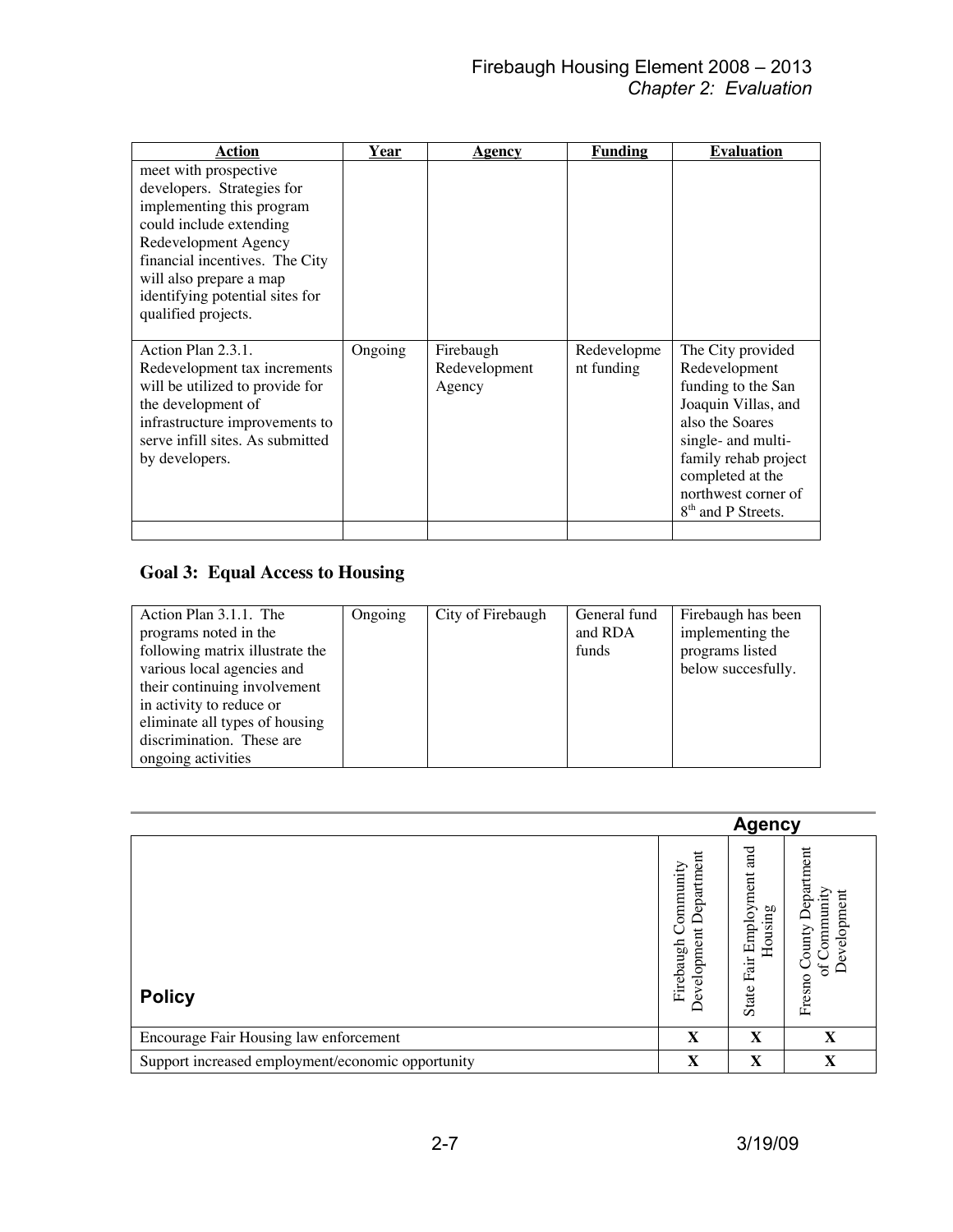| Action | Year | Agency | Funding | Evaluation |
|---|---|---|---|---|
| meet with prospective developers. Strategies for implementing this program could include extending Redevelopment Agency financial incentives. The City will also prepare a map identifying potential sites for qualified projects. | | | | |
| Action Plan 2.3.1. Redevelopment tax increments will be utilized to provide for the development of infrastructure improvements to serve infill sites. As submitted by developers. | Ongoing | Firebaugh Redevelopment Agency | Redevelopment funding | The City provided Redevelopment funding to the San Joaquin Villas, and also the Soares single- and multi-family rehab project completed at the northwest corner of 8th and P Streets. |
| | | | | |

## Goal 3: Equal Access to Housing

| | | | | |
|---|---|---|---|---|
| Action Plan 3.1.1. The programs noted in the following matrix illustrate the various local agencies and their continuing involvement in activity to reduce or eliminate all types of housing discrimination. These are ongoing activities | Ongoing | City of Firebaugh | General fund and RDA funds | Firebaugh has been implementing the programs listed below succesfully. |

| | Agency | | |
|---|---|---|---|
| **Policy** | Firebaugh Community Development Department | State Fair Employment and Housing | Fresno County Department of Community Development |
| Encourage Fair Housing law enforcement | X | X | X |
| Support increased employment/economic opportunity | X | X | X |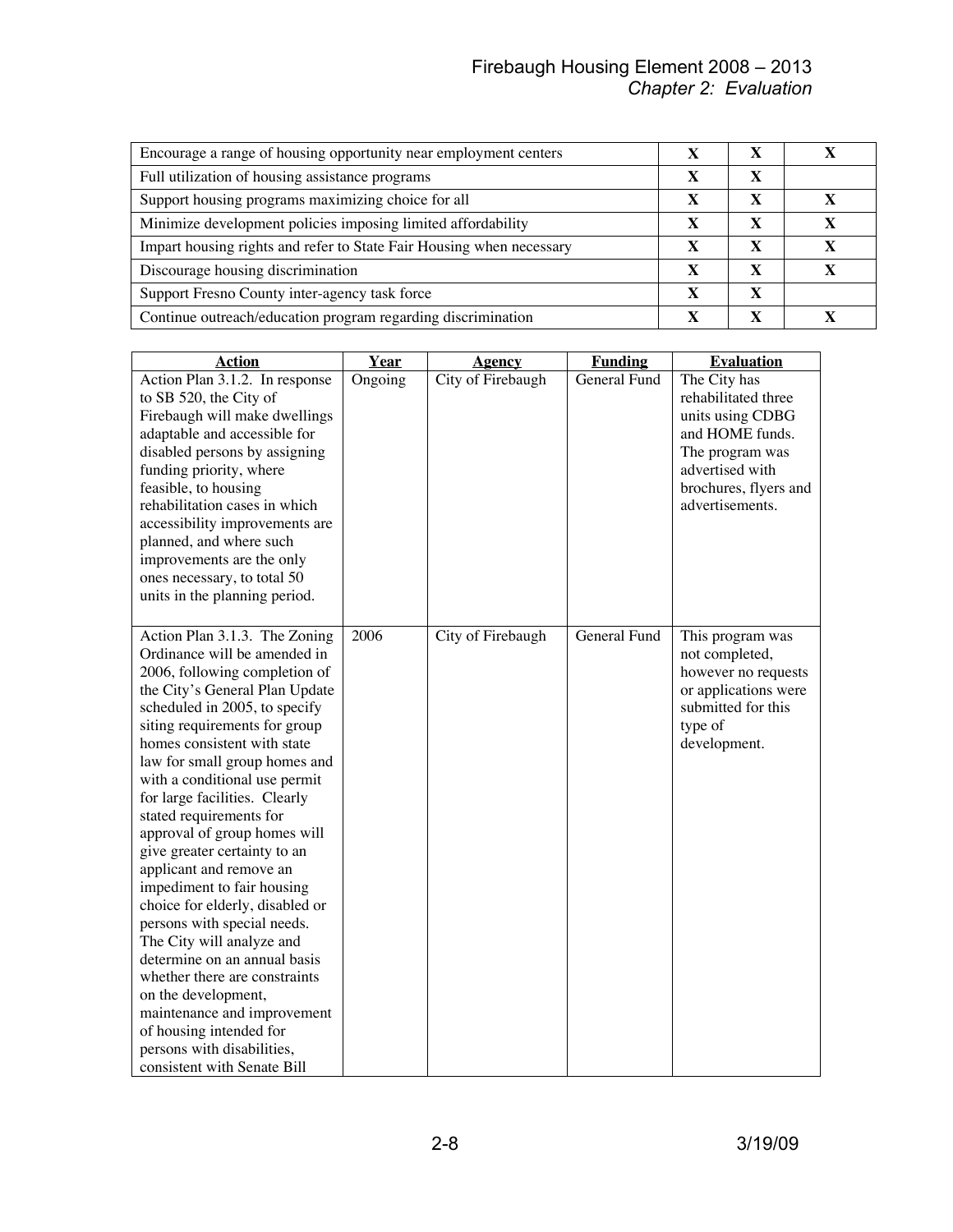| | | | |
|---|---|---|---|
| Encourage a range of housing opportunity near employment centers | X | X | X |
| Full utilization of housing assistance programs | X | X | |
| Support housing programs maximizing choice for all | X | X | X |
| Minimize development policies imposing limited affordability | X | X | X |
| Impart housing rights and refer to State Fair Housing when necessary | X | X | X |
| Discourage housing discrimination | X | X | X |
| Support Fresno County inter-agency task force | X | X | |
| Continue outreach/education program regarding discrimination | X | X | X |

| Action | Year | Agency | Funding | Evaluation |
|---|---|---|---|---|
| Action Plan 3.1.2. In response to SB 520, the City of Firebaugh will make dwellings adaptable and accessible for disabled persons by assigning funding priority, where feasible, to housing rehabilitation cases in which accessibility improvements are planned, and where such improvements are the only ones necessary, to total 50 units in the planning period. | Ongoing | City of Firebaugh | General Fund | The City has rehabilitated three units using CDBG and HOME funds. The program was advertised with brochures, flyers and advertisements. |
| Action Plan 3.1.3. The Zoning Ordinance will be amended in 2006, following completion of the City's General Plan Update scheduled in 2005, to specify siting requirements for group homes consistent with state law for small group homes and with a conditional use permit for large facilities. Clearly stated requirements for approval of group homes will give greater certainty to an applicant and remove an impediment to fair housing choice for elderly, disabled or persons with special needs. The City will analyze and determine on an annual basis whether there are constraints on the development, maintenance and improvement of housing intended for persons with disabilities, consistent with Senate Bill | 2006 | City of Firebaugh | General Fund | This program was not completed, however no requests or applications were submitted for this type of development. |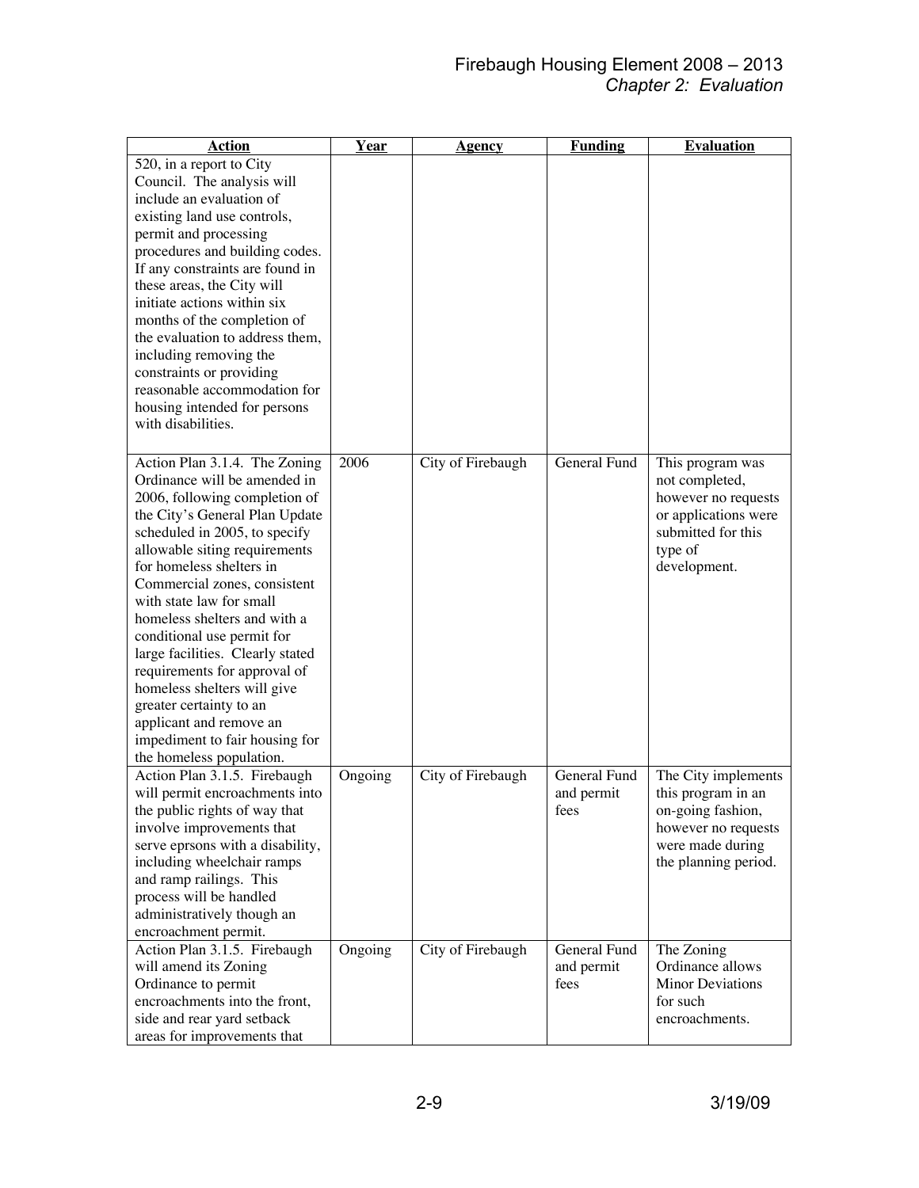| Action | Year | Agency | Funding | Evaluation |
|---|---|---|---|---|
| 520, in a report to City Council. The analysis will include an evaluation of existing land use controls, permit and processing procedures and building codes. If any constraints are found in these areas, the City will initiate actions within six months of the completion of the evaluation to address them, including removing the constraints or providing reasonable accommodation for housing intended for persons with disabilities. | | | | |
| Action Plan 3.1.4. The Zoning Ordinance will be amended in 2006, following completion of the City's General Plan Update scheduled in 2005, to specify allowable siting requirements for homeless shelters in Commercial zones, consistent with state law for small homeless shelters and with a conditional use permit for large facilities. Clearly stated requirements for approval of homeless shelters will give greater certainty to an applicant and remove an impediment to fair housing for the homeless population. | 2006 | City of Firebaugh | General Fund | This program was not completed, however no requests or applications were submitted for this type of development. |
| Action Plan 3.1.5. Firebaugh will permit encroachments into the public rights of way that involve improvements that serve eprsons with a disability, including wheelchair ramps and ramp railings. This process will be handled administratively though an encroachment permit. | Ongoing | City of Firebaugh | General Fund and permit fees | The City implements this program in an on-going fashion, however no requests were made during the planning period. |
| Action Plan 3.1.5. Firebaugh will amend its Zoning Ordinance to permit encroachments into the front, side and rear yard setback areas for improvements that | Ongoing | City of Firebaugh | General Fund and permit fees | The Zoning Ordinance allows Minor Deviations for such encroachments. |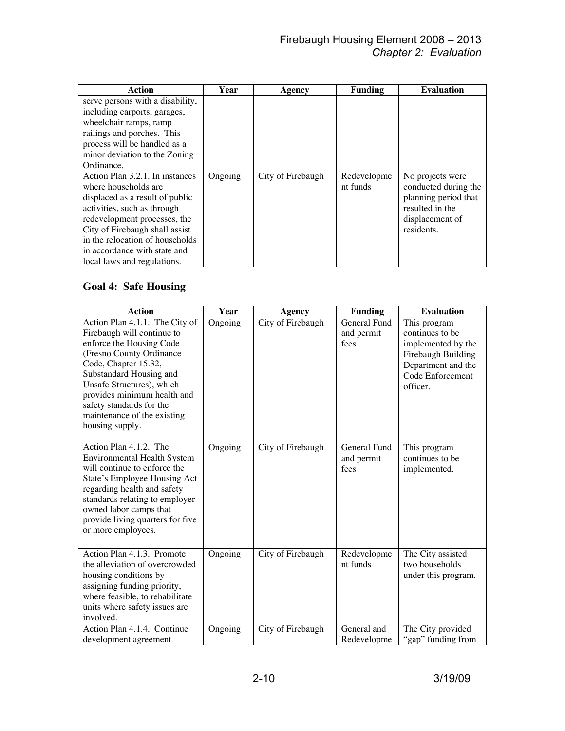| Action | Year | Agency | Funding | Evaluation |
|---|---|---|---|---|
| serve persons with a disability, including carports, garages, wheelchair ramps, ramp railings and porches. This process will be handled as a minor deviation to the Zoning Ordinance. | | | | |
| Action Plan 3.2.1. In instances where households are displaced as a result of public activities, such as through redevelopment processes, the City of Firebaugh shall assist in the relocation of households in accordance with state and local laws and regulations. | Ongoing | City of Firebaugh | Redevelopment funds | No projects were conducted during the planning period that resulted in the displacement of residents. |

## Goal 4: Safe Housing

| Action | Year | Agency | Funding | Evaluation |
|---|---|---|---|---|
| Action Plan 4.1.1. The City of Firebaugh will continue to enforce the Housing Code (Fresno County Ordinance Code, Chapter 15.32, Substandard Housing and Unsafe Structures), which provides minimum health and safety standards for the maintenance of the existing housing supply. | Ongoing | City of Firebaugh | General Fund and permit fees | This program continues to be implemented by the Firebaugh Building Department and the Code Enforcement officer. |
| Action Plan 4.1.2. The Environmental Health System will continue to enforce the State's Employee Housing Act regarding health and safety standards relating to employer-owned labor camps that provide living quarters for five or more employees. | Ongoing | City of Firebaugh | General Fund and permit fees | This program continues to be implemented. |
| Action Plan 4.1.3. Promote the alleviation of overcrowded housing conditions by assigning funding priority, where feasible, to rehabilitate units where safety issues are involved. | Ongoing | City of Firebaugh | Redevelopment funds | The City assisted two households under this program. |
| Action Plan 4.1.4. Continue development agreement | Ongoing | City of Firebaugh | General and Redevelopme | The City provided "gap" funding from |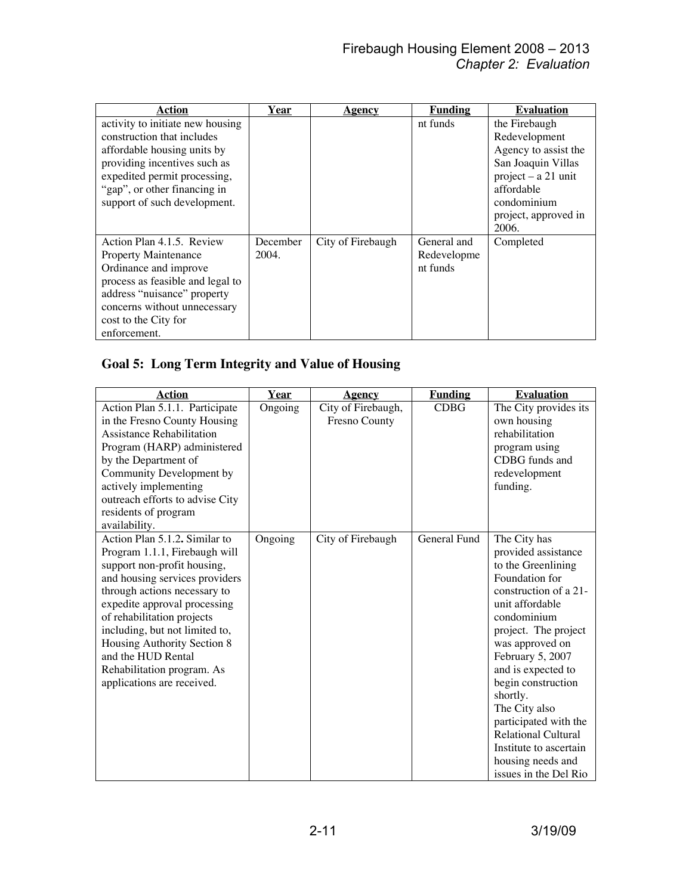| Action | Year | Agency | Funding | Evaluation |
|---|---|---|---|---|
| activity to initiate new housing construction that includes affordable housing units by providing incentives such as expedited permit processing, "gap", or other financing in support of such development. | | | nt funds | the Firebaugh Redevelopment Agency to assist the San Joaquin Villas project – a 21 unit affordable condominium project, approved in 2006. |
| Action Plan 4.1.5. Review Property Maintenance Ordinance and improve process as feasible and legal to address "nuisance" property concerns without unnecessary cost to the City for enforcement. | December 2004. | City of Firebaugh | General and Redevelopment funds | Completed |

## Goal 5: Long Term Integrity and Value of Housing

| Action | Year | Agency | Funding | Evaluation |
|---|---|---|---|---|
| Action Plan 5.1.1. Participate in the Fresno County Housing Assistance Rehabilitation Program (HARP) administered by the Department of Community Development by actively implementing outreach efforts to advise City residents of program availability. | Ongoing | City of Firebaugh, Fresno County | CDBG | The City provides its own housing rehabilitation program using CDBG funds and redevelopment funding. |
| Action Plan 5.1.2**.** Similar to Program 1.1.1, Firebaugh will support non-profit housing, and housing services providers through actions necessary to expedite approval processing of rehabilitation projects including, but not limited to, Housing Authority Section 8 and the HUD Rental Rehabilitation program. As applications are received. | Ongoing | City of Firebaugh | General Fund | The City has provided assistance to the Greenlining Foundation for construction of a 21-unit affordable condominium project. The project was approved on February 5, 2007 and is expected to begin construction shortly. The City also participated with the Relational Cultural Institute to ascertain housing needs and issues in the Del Rio |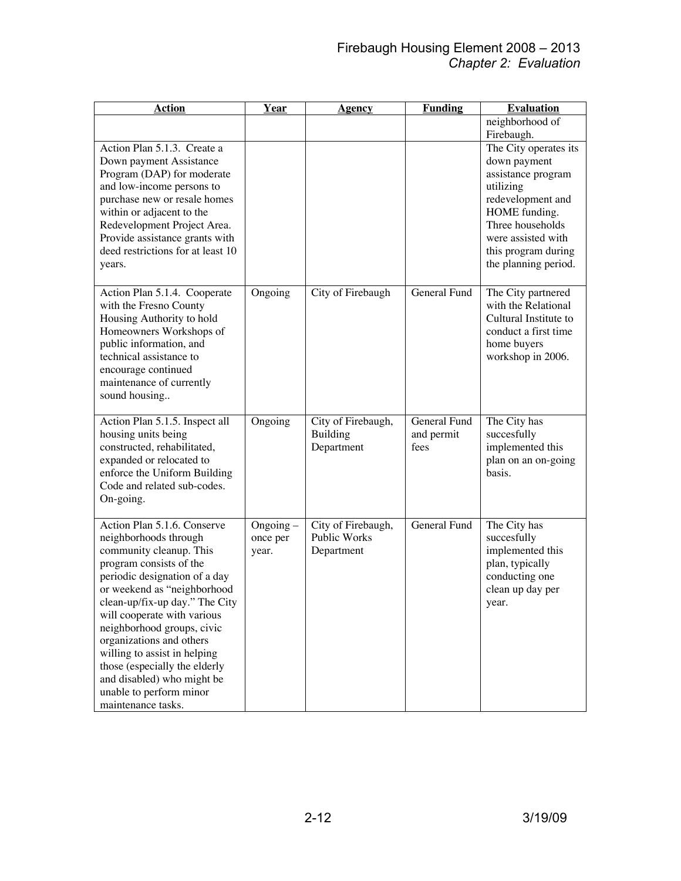| Action | Year | Agency | Funding | Evaluation |
|---|---|---|---|---|
| | | | | neighborhood of Firebaugh. |
| Action Plan 5.1.3. Create a Down payment Assistance Program (DAP) for moderate and low-income persons to purchase new or resale homes within or adjacent to the Redevelopment Project Area. Provide assistance grants with deed restrictions for at least 10 years. | | | | The City operates its down payment assistance program utilizing redevelopment and HOME funding. Three households were assisted with this program during the planning period. |
| Action Plan 5.1.4. Cooperate with the Fresno County Housing Authority to hold Homeowners Workshops of public information, and technical assistance to encourage continued maintenance of currently sound housing.. | Ongoing | City of Firebaugh | General Fund | The City partnered with the Relational Cultural Institute to conduct a first time home buyers workshop in 2006. |
| Action Plan 5.1.5. Inspect all housing units being constructed, rehabilitated, expanded or relocated to enforce the Uniform Building Code and related sub-codes. On-going. | Ongoing | City of Firebaugh, Building Department | General Fund and permit fees | The City has succesfully implemented this plan on an on-going basis. |
| Action Plan 5.1.6. Conserve neighborhoods through community cleanup. This program consists of the periodic designation of a day or weekend as "neighborhood clean-up/fix-up day." The City will cooperate with various neighborhood groups, civic organizations and others willing to assist in helping those (especially the elderly and disabled) who might be unable to perform minor maintenance tasks. | Ongoing – once per year. | City of Firebaugh, Public Works Department | General Fund | The City has succesfully implemented this plan, typically conducting one clean up day per year. |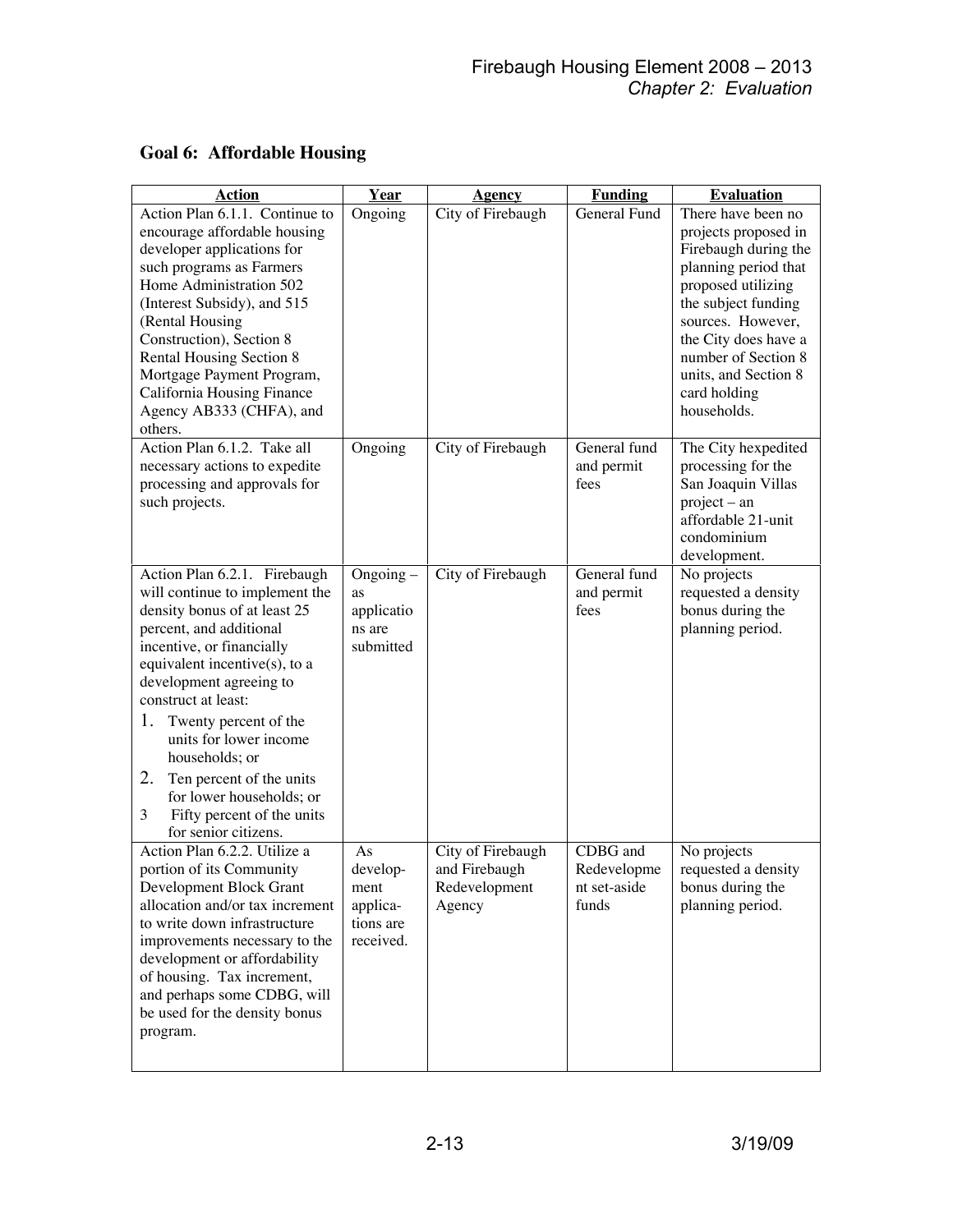## Goal 6: Affordable Housing

| Action | Year | Agency | Funding | Evaluation |
|---|---|---|---|---|
| Action Plan 6.1.1. Continue to encourage affordable housing developer applications for such programs as Farmers Home Administration 502 (Interest Subsidy), and 515 (Rental Housing Construction), Section 8 Rental Housing Section 8 Mortgage Payment Program, California Housing Finance Agency AB333 (CHFA), and others. | Ongoing | City of Firebaugh | General Fund | There have been no projects proposed in Firebaugh during the planning period that proposed utilizing the subject funding sources. However, the City does have a number of Section 8 units, and Section 8 card holding households. |
| Action Plan 6.1.2. Take all necessary actions to expedite processing and approvals for such projects. | Ongoing | City of Firebaugh | General fund and permit fees | The City hexpedited processing for the San Joaquin Villas project – an affordable 21-unit condominium development. |
| Action Plan 6.2.1. Firebaugh will continue to implement the density bonus of at least 25 percent, and additional incentive, or financially equivalent incentive(s), to a development agreeing to construct at least:<br>1. Twenty percent of the units for lower income households; or<br>2. Ten percent of the units for lower households; or<br>3 Fifty percent of the units for senior citizens. | Ongoing – as applications are submitted | City of Firebaugh | General fund and permit fees | No projects requested a density bonus during the planning period. |
| Action Plan 6.2.2. Utilize a portion of its Community Development Block Grant allocation and/or tax increment to write down infrastructure improvements necessary to the development or affordability of housing. Tax increment, and perhaps some CDBG, will be used for the density bonus program. | As development applications are received. | City of Firebaugh and Firebaugh Redevelopment Agency | CDBG and Redevelopment set-aside funds | No projects requested a density bonus during the planning period. |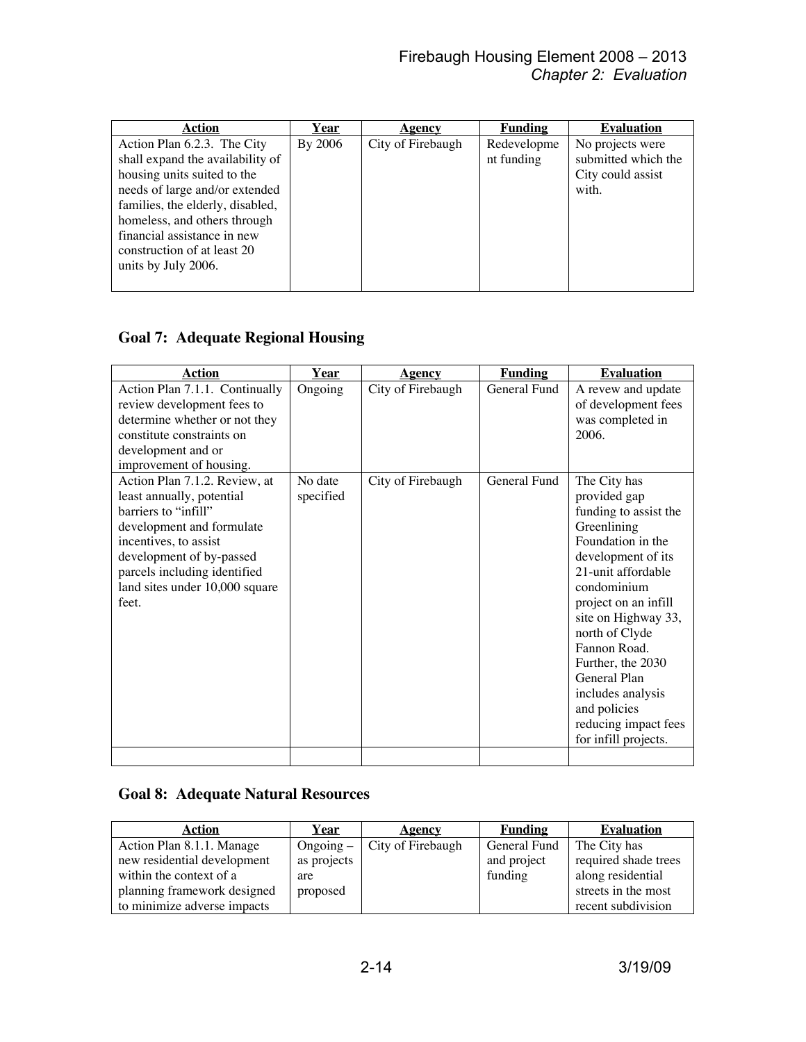| Action | Year | Agency | Funding | Evaluation |
|---|---|---|---|---|
| Action Plan 6.2.3. The City shall expand the availability of housing units suited to the needs of large and/or extended families, the elderly, disabled, homeless, and others through financial assistance in new construction of at least 20 units by July 2006. | By 2006 | City of Firebaugh | Redevelopment funding | No projects were submitted which the City could assist with. |

## Goal 7: Adequate Regional Housing

| Action | Year | Agency | Funding | Evaluation |
|---|---|---|---|---|
| Action Plan 7.1.1. Continually review development fees to determine whether or not they constitute constraints on development and or improvement of housing. | Ongoing | City of Firebaugh | General Fund | A revew and update of development fees was completed in 2006. |
| Action Plan 7.1.2. Review, at least annually, potential barriers to "infill" development and formulate incentives, to assist development of by-passed parcels including identified land sites under 10,000 square feet. | No date specified | City of Firebaugh | General Fund | The City has provided gap funding to assist the Greenlining Foundation in the development of its 21-unit affordable condominium project on an infill site on Highway 33, north of Clyde Fannon Road. Further, the 2030 General Plan includes analysis and policies reducing impact fees for infill projects. |
| | | | | |

## Goal 8: Adequate Natural Resources

| Action | Year | Agency | Funding | Evaluation |
|---|---|---|---|---|
| Action Plan 8.1.1. Manage new residential development within the context of a planning framework designed to minimize adverse impacts | Ongoing – as projects are proposed | City of Firebaugh | General Fund and project funding | The City has required shade trees along residential streets in the most recent subdivision |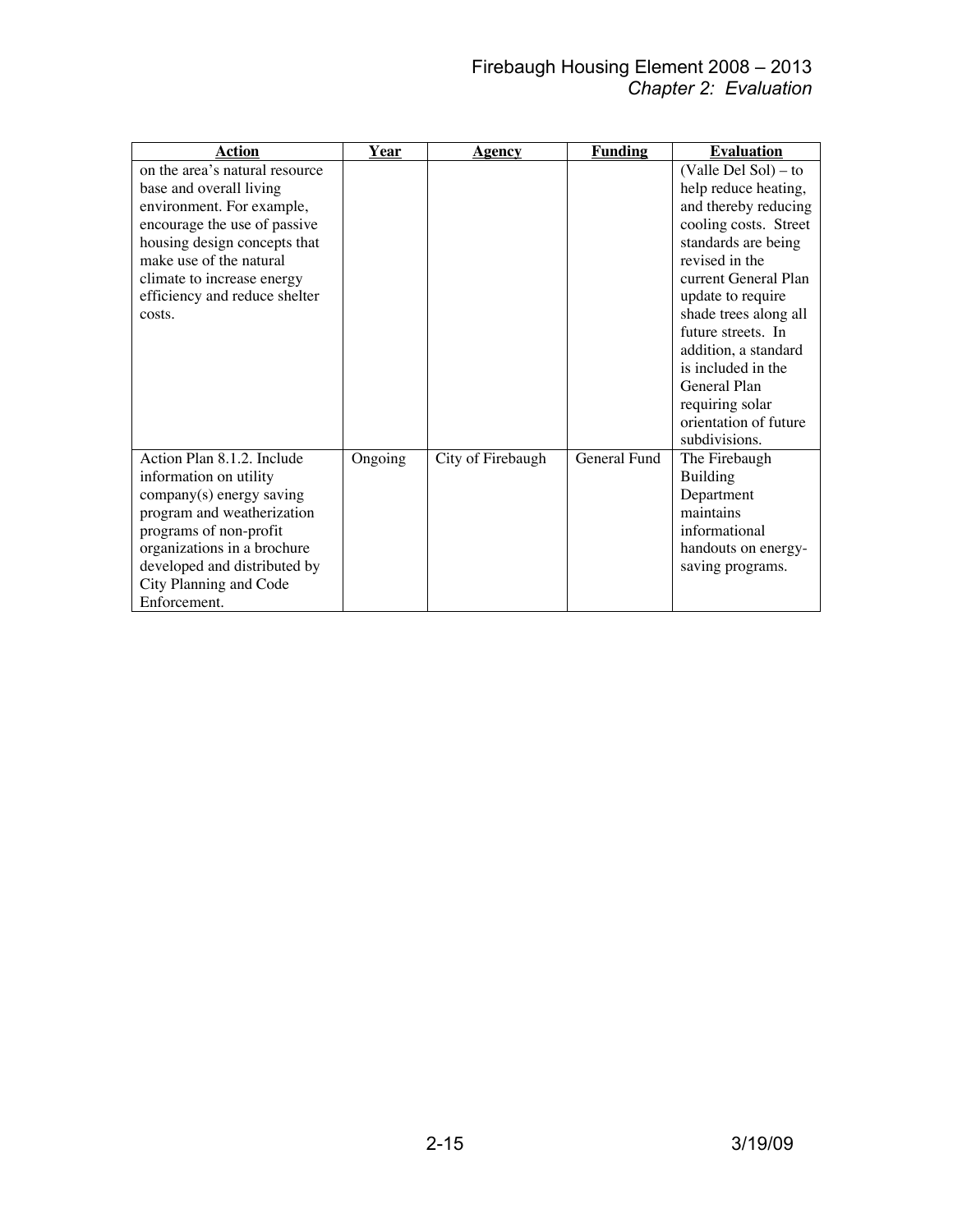| Action | Year | Agency | Funding | Evaluation |
|---|---|---|---|---|
| on the area's natural resource base and overall living environment. For example, encourage the use of passive housing design concepts that make use of the natural climate to increase energy efficiency and reduce shelter costs. | | | | (Valle Del Sol) – to help reduce heating, and thereby reducing cooling costs. Street standards are being revised in the current General Plan update to require shade trees along all future streets. In addition, a standard is included in the General Plan requiring solar orientation of future subdivisions. |
| Action Plan 8.1.2. Include information on utility company(s) energy saving program and weatherization programs of non-profit organizations in a brochure developed and distributed by City Planning and Code Enforcement. | Ongoing | City of Firebaugh | General Fund | The Firebaugh Building Department maintains informational handouts on energy-saving programs. |